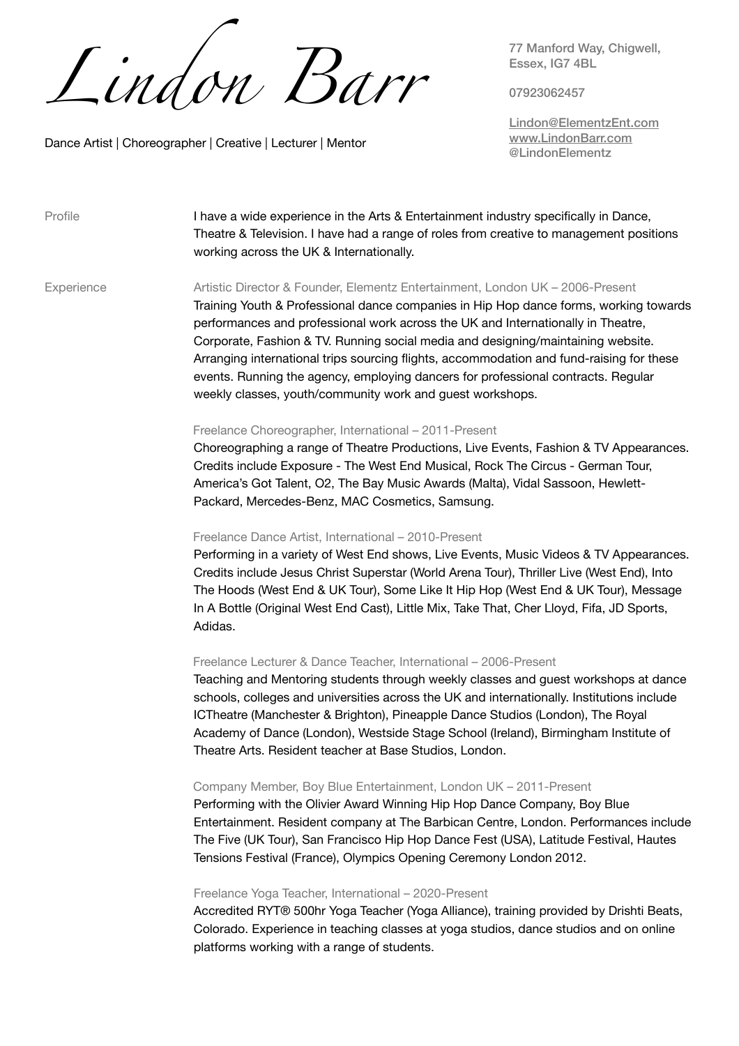# Lindon Barr

Dance Artist | Choreographer | Creative | Lecturer | Mentor

77 Manford Way, Chigwell, Essex, IG7 4BL

07923062457

Lindon@ElementzEnt.com
www.LindonBarr.com
@LindonElementz

## Profile

I have a wide experience in the Arts & Entertainment industry specifically in Dance, Theatre & Television. I have had a range of roles from creative to management positions working across the UK & Internationally.

## Experience

**Artistic Director & Founder, Elementz Entertainment, London UK – 2006-Present**

Training Youth & Professional dance companies in Hip Hop dance forms, working towards performances and professional work across the UK and Internationally in Theatre, Corporate, Fashion & TV. Running social media and designing/maintaining website. Arranging international trips sourcing flights, accommodation and fund-raising for these events. Running the agency, employing dancers for professional contracts. Regular weekly classes, youth/community work and guest workshops.

**Freelance Choreographer, International – 2011-Present**

Choreographing a range of Theatre Productions, Live Events, Fashion & TV Appearances. Credits include Exposure - The West End Musical, Rock The Circus - German Tour, America's Got Talent, O2, The Bay Music Awards (Malta), Vidal Sassoon, Hewlett-Packard, Mercedes-Benz, MAC Cosmetics, Samsung.

**Freelance Dance Artist, International – 2010-Present**

Performing in a variety of West End shows, Live Events, Music Videos & TV Appearances. Credits include Jesus Christ Superstar (World Arena Tour), Thriller Live (West End), Into The Hoods (West End & UK Tour), Some Like It Hip Hop (West End & UK Tour), Message In A Bottle (Original West End Cast), Little Mix, Take That, Cher Lloyd, Fifa, JD Sports, Adidas.

**Freelance Lecturer & Dance Teacher, International – 2006-Present**

Teaching and Mentoring students through weekly classes and guest workshops at dance schools, colleges and universities across the UK and internationally. Institutions include ICTheatre (Manchester & Brighton), Pineapple Dance Studios (London), The Royal Academy of Dance (London), Westside Stage School (Ireland), Birmingham Institute of Theatre Arts. Resident teacher at Base Studios, London.

**Company Member, Boy Blue Entertainment, London UK – 2011-Present**

Performing with the Olivier Award Winning Hip Hop Dance Company, Boy Blue Entertainment. Resident company at The Barbican Centre, London. Performances include The Five (UK Tour), San Francisco Hip Hop Dance Fest (USA), Latitude Festival, Hautes Tensions Festival (France), Olympics Opening Ceremony London 2012.

**Freelance Yoga Teacher, International – 2020-Present**

Accredited RYT® 500hr Yoga Teacher (Yoga Alliance), training provided by Drishti Beats, Colorado. Experience in teaching classes at yoga studios, dance studios and on online platforms working with a range of students.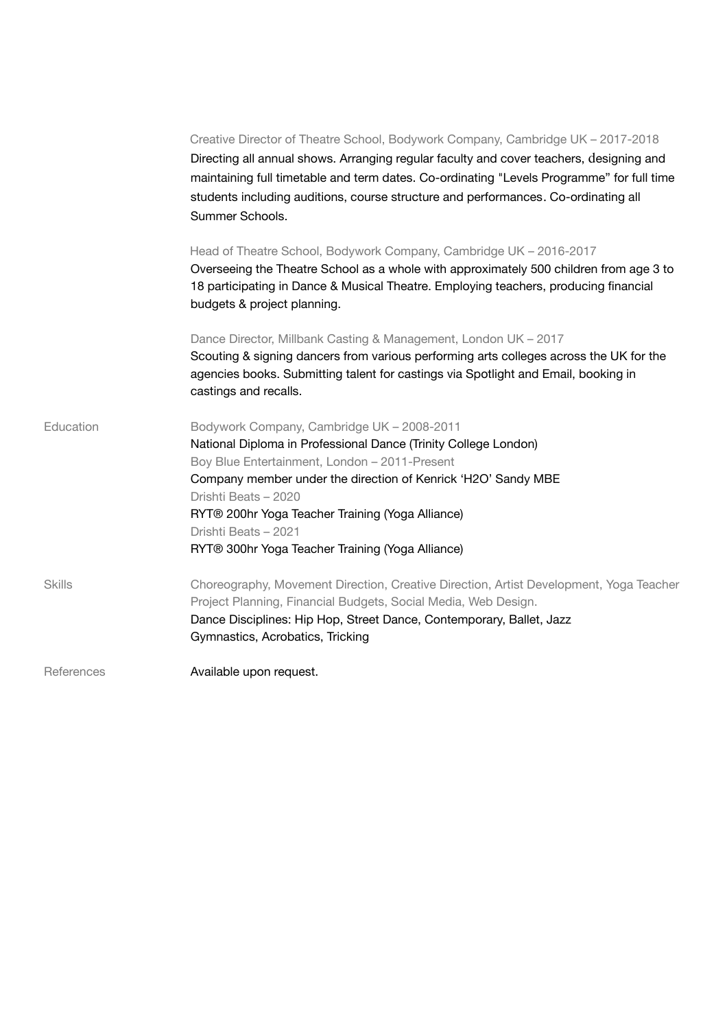Creative Director of Theatre School, Bodywork Company, Cambridge UK – 2017-2018

Directing all annual shows. Arranging regular faculty and cover teachers, designing and maintaining full timetable and term dates. Co-ordinating "Levels Programme" for full time students including auditions, course structure and performances. Co-ordinating all Summer Schools.

Head of Theatre School, Bodywork Company, Cambridge UK – 2016-2017

Overseeing the Theatre School as a whole with approximately 500 children from age 3 to 18 participating in Dance & Musical Theatre. Employing teachers, producing financial budgets & project planning.

Dance Director, Millbank Casting & Management, London UK – 2017

Scouting & signing dancers from various performing arts colleges across the UK for the agencies books. Submitting talent for castings via Spotlight and Email, booking in castings and recalls.

## Education

Bodywork Company, Cambridge UK – 2008-2011

National Diploma in Professional Dance (Trinity College London)

Boy Blue Entertainment, London – 2011-Present

Company member under the direction of Kenrick 'H2O' Sandy MBE

Drishti Beats – 2020

RYT® 200hr Yoga Teacher Training (Yoga Alliance)

Drishti Beats – 2021

RYT® 300hr Yoga Teacher Training (Yoga Alliance)

## Skills

Choreography, Movement Direction, Creative Direction, Artist Development, Yoga Teacher Project Planning, Financial Budgets, Social Media, Web Design.

Dance Disciplines: Hip Hop, Street Dance, Contemporary, Ballet, Jazz Gymnastics, Acrobatics, Tricking

## References

Available upon request.